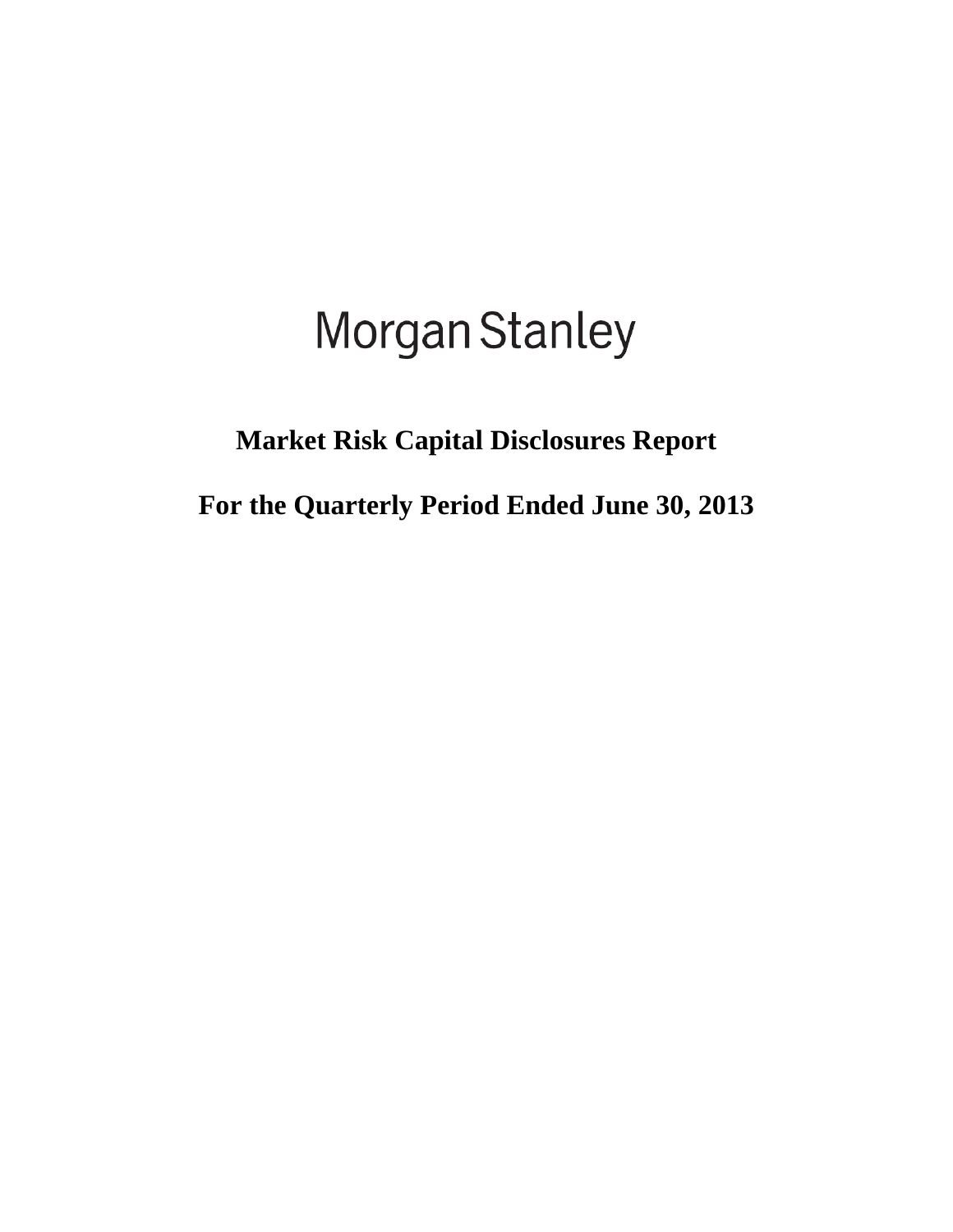# Morgan Stanley

## Market Risk Capital Disclosures Report

## For the Quarterly Period Ended June 30, 2013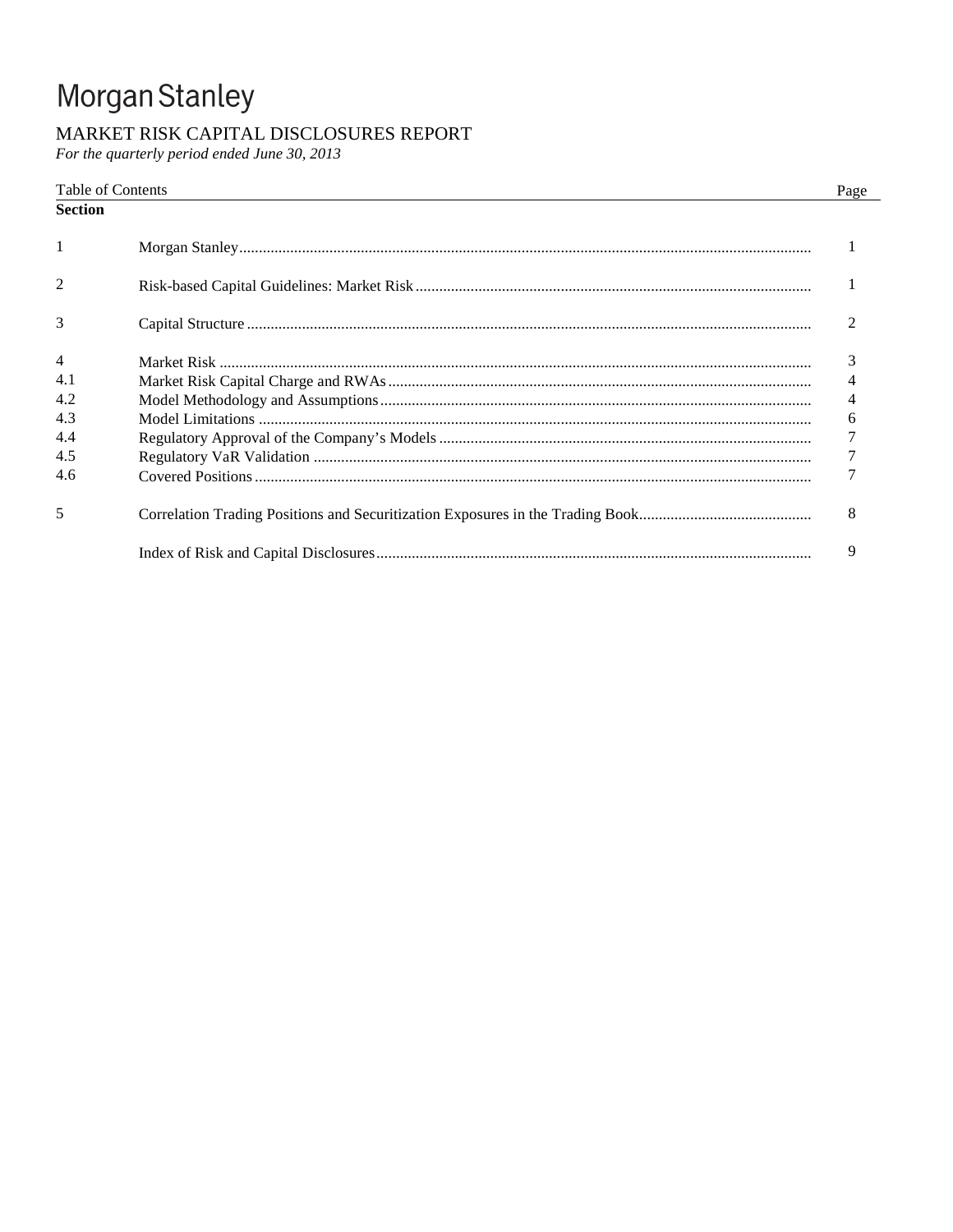# Morgan Stanley

## MARKET RISK CAPITAL DISCLOSURES REPORT

*For the quarterly period ended June 30, 2013*

| Table of Contents | | Page |
|---|---|---|
| **Section** | | |
| 1 | Morgan Stanley | 1 |
| 2 | Risk-based Capital Guidelines: Market Risk | 1 |
| 3 | Capital Structure | 2 |
| 4 | Market Risk | 3 |
| 4.1 | Market Risk Capital Charge and RWAs | 4 |
| 4.2 | Model Methodology and Assumptions | 4 |
| 4.3 | Model Limitations | 6 |
| 4.4 | Regulatory Approval of the Company's Models | 7 |
| 4.5 | Regulatory VaR Validation | 7 |
| 4.6 | Covered Positions | 7 |
| 5 | Correlation Trading Positions and Securitization Exposures in the Trading Book | 8 |
| | Index of Risk and Capital Disclosures | 9 |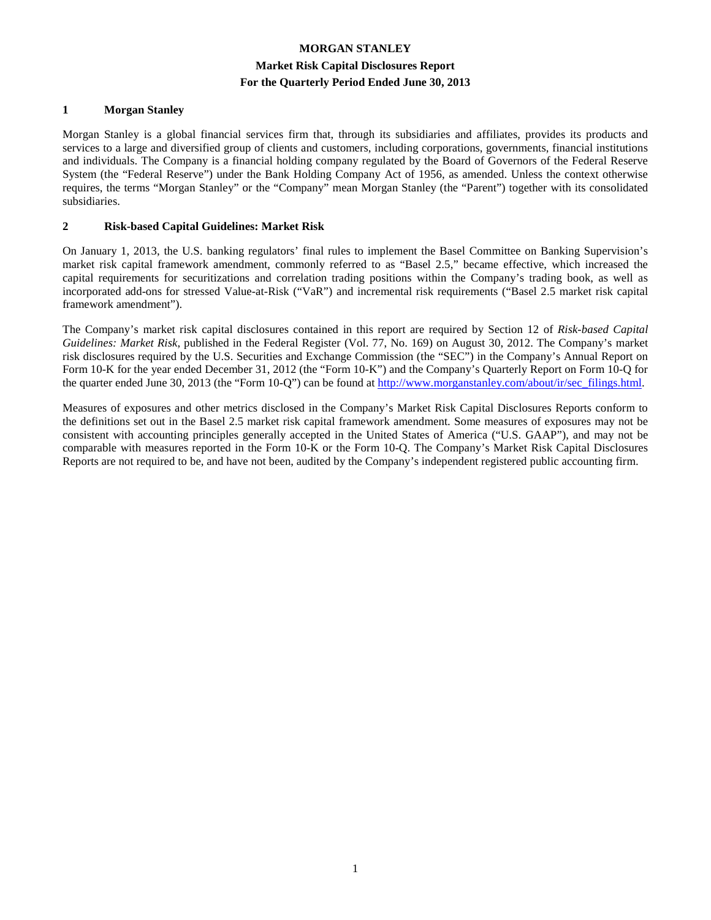# MORGAN STANLEY

## Market Risk Capital Disclosures Report

## For the Quarterly Period Ended June 30, 2013

### 1 Morgan Stanley

Morgan Stanley is a global financial services firm that, through its subsidiaries and affiliates, provides its products and services to a large and diversified group of clients and customers, including corporations, governments, financial institutions and individuals. The Company is a financial holding company regulated by the Board of Governors of the Federal Reserve System (the "Federal Reserve") under the Bank Holding Company Act of 1956, as amended. Unless the context otherwise requires, the terms "Morgan Stanley" or the "Company" mean Morgan Stanley (the "Parent") together with its consolidated subsidiaries.

### 2 Risk-based Capital Guidelines: Market Risk

On January 1, 2013, the U.S. banking regulators' final rules to implement the Basel Committee on Banking Supervision's market risk capital framework amendment, commonly referred to as "Basel 2.5," became effective, which increased the capital requirements for securitizations and correlation trading positions within the Company's trading book, as well as incorporated add-ons for stressed Value-at-Risk ("VaR") and incremental risk requirements ("Basel 2.5 market risk capital framework amendment").

The Company's market risk capital disclosures contained in this report are required by Section 12 of *Risk-based Capital Guidelines: Market Risk*, published in the Federal Register (Vol. 77, No. 169) on August 30, 2012. The Company's market risk disclosures required by the U.S. Securities and Exchange Commission (the "SEC") in the Company's Annual Report on Form 10-K for the year ended December 31, 2012 (the "Form 10-K") and the Company's Quarterly Report on Form 10-Q for the quarter ended June 30, 2013 (the "Form 10-Q") can be found at http://www.morganstanley.com/about/ir/sec_filings.html.

Measures of exposures and other metrics disclosed in the Company's Market Risk Capital Disclosures Reports conform to the definitions set out in the Basel 2.5 market risk capital framework amendment. Some measures of exposures may not be consistent with accounting principles generally accepted in the United States of America ("U.S. GAAP"), and may not be comparable with measures reported in the Form 10-K or the Form 10-Q. The Company's Market Risk Capital Disclosures Reports are not required to be, and have not been, audited by the Company's independent registered public accounting firm.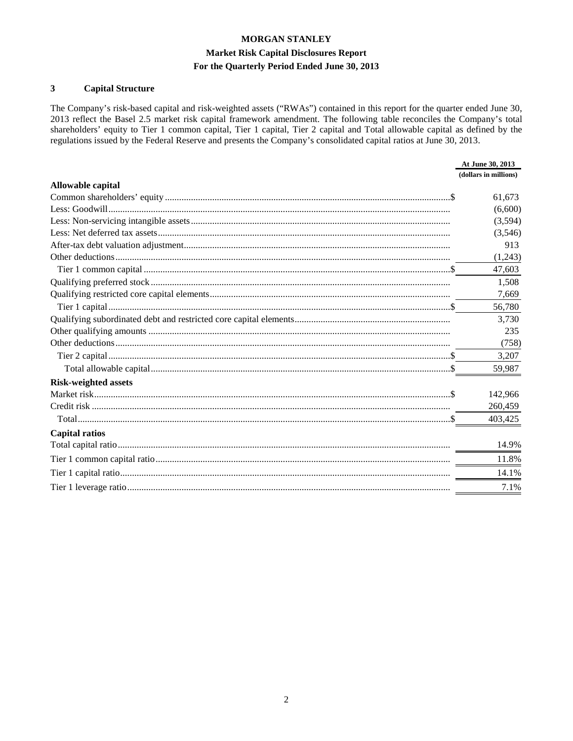## 3 Capital Structure

The Company's risk-based capital and risk-weighted assets ("RWAs") contained in this report for the quarter ended June 30, 2013 reflect the Basel 2.5 market risk capital framework amendment. The following table reconciles the Company's total shareholders' equity to Tier 1 common capital, Tier 1 capital, Tier 2 capital and Total allowable capital as defined by the regulations issued by the Federal Reserve and presents the Company's consolidated capital ratios at June 30, 2013.

| | At June 30, 2013 |
|---|---|
| | (dollars in millions) |
| **Allowable capital** | |
| Common shareholders' equity | $ 61,673 |
| Less: Goodwill | (6,600) |
| Less: Non-servicing intangible assets | (3,594) |
| Less: Net deferred tax assets | (3,546) |
| After-tax debt valuation adjustment | 913 |
| Other deductions | (1,243) |
| Tier 1 common capital | $ 47,603 |
| Qualifying preferred stock | 1,508 |
| Qualifying restricted core capital elements | 7,669 |
| Tier 1 capital | $ 56,780 |
| Qualifying subordinated debt and restricted core capital elements | 3,730 |
| Other qualifying amounts | 235 |
| Other deductions | (758) |
| Tier 2 capital | $ 3,207 |
| Total allowable capital | $ 59,987 |
| **Risk-weighted assets** | |
| Market risk | $ 142,966 |
| Credit risk | 260,459 |
| Total | $ 403,425 |
| **Capital ratios** | |
| Total capital ratio | 14.9% |
| Tier 1 common capital ratio | 11.8% |
| Tier 1 capital ratio | 14.1% |
| Tier 1 leverage ratio | 7.1% |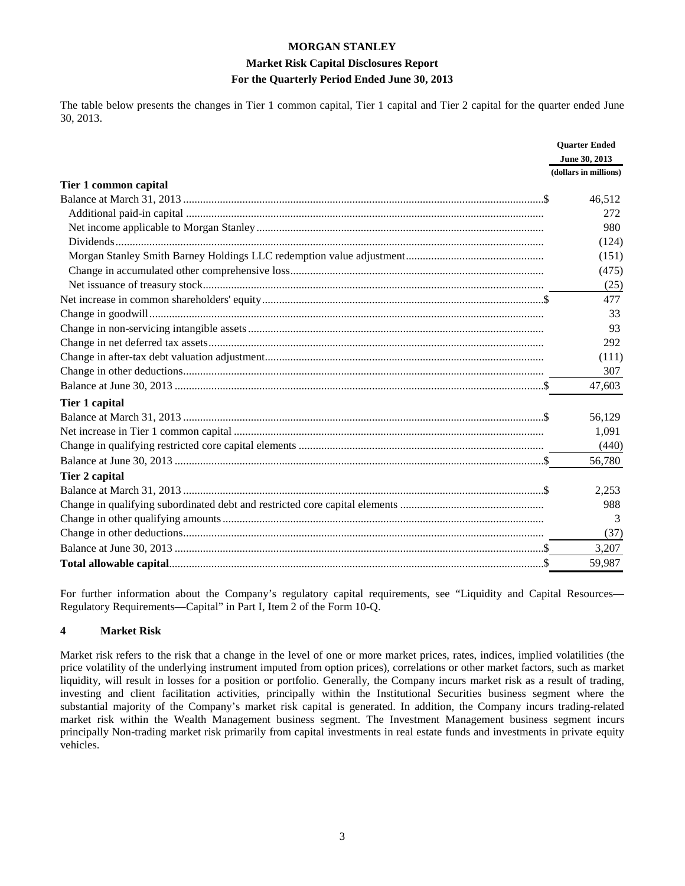The table below presents the changes in Tier 1 common capital, Tier 1 capital and Tier 2 capital for the quarter ended June 30, 2013.

| | Quarter Ended June 30, 2013 |
|---|---|
| | (dollars in millions) |
| **Tier 1 common capital** | |
| Balance at March 31, 2013 | $ 46,512 |
| Additional paid-in capital | 272 |
| Net income applicable to Morgan Stanley | 980 |
| Dividends | (124) |
| Morgan Stanley Smith Barney Holdings LLC redemption value adjustment | (151) |
| Change in accumulated other comprehensive loss | (475) |
| Net issuance of treasury stock | (25) |
| Net increase in common shareholders' equity | $ 477 |
| Change in goodwill | 33 |
| Change in non-servicing intangible assets | 93 |
| Change in net deferred tax assets | 292 |
| Change in after-tax debt valuation adjustment | (111) |
| Change in other deductions | 307 |
| Balance at June 30, 2013 | $ 47,603 |
| **Tier 1 capital** | |
| Balance at March 31, 2013 | $ 56,129 |
| Net increase in Tier 1 common capital | 1,091 |
| Change in qualifying restricted core capital elements | (440) |
| Balance at June 30, 2013 | $ 56,780 |
| **Tier 2 capital** | |
| Balance at March 31, 2013 | $ 2,253 |
| Change in qualifying subordinated debt and restricted core capital elements | 988 |
| Change in other qualifying amounts | 3 |
| Change in other deductions | (37) |
| Balance at June 30, 2013 | $ 3,207 |
| **Total allowable capital** | $ 59,987 |

For further information about the Company's regulatory capital requirements, see "Liquidity and Capital Resources—Regulatory Requirements—Capital" in Part I, Item 2 of the Form 10-Q.

## 4 Market Risk

Market risk refers to the risk that a change in the level of one or more market prices, rates, indices, implied volatilities (the price volatility of the underlying instrument imputed from option prices), correlations or other market factors, such as market liquidity, will result in losses for a position or portfolio. Generally, the Company incurs market risk as a result of trading, investing and client facilitation activities, principally within the Institutional Securities business segment where the substantial majority of the Company's market risk capital is generated. In addition, the Company incurs trading-related market risk within the Wealth Management business segment. The Investment Management business segment incurs principally Non-trading market risk primarily from capital investments in real estate funds and investments in private equity vehicles.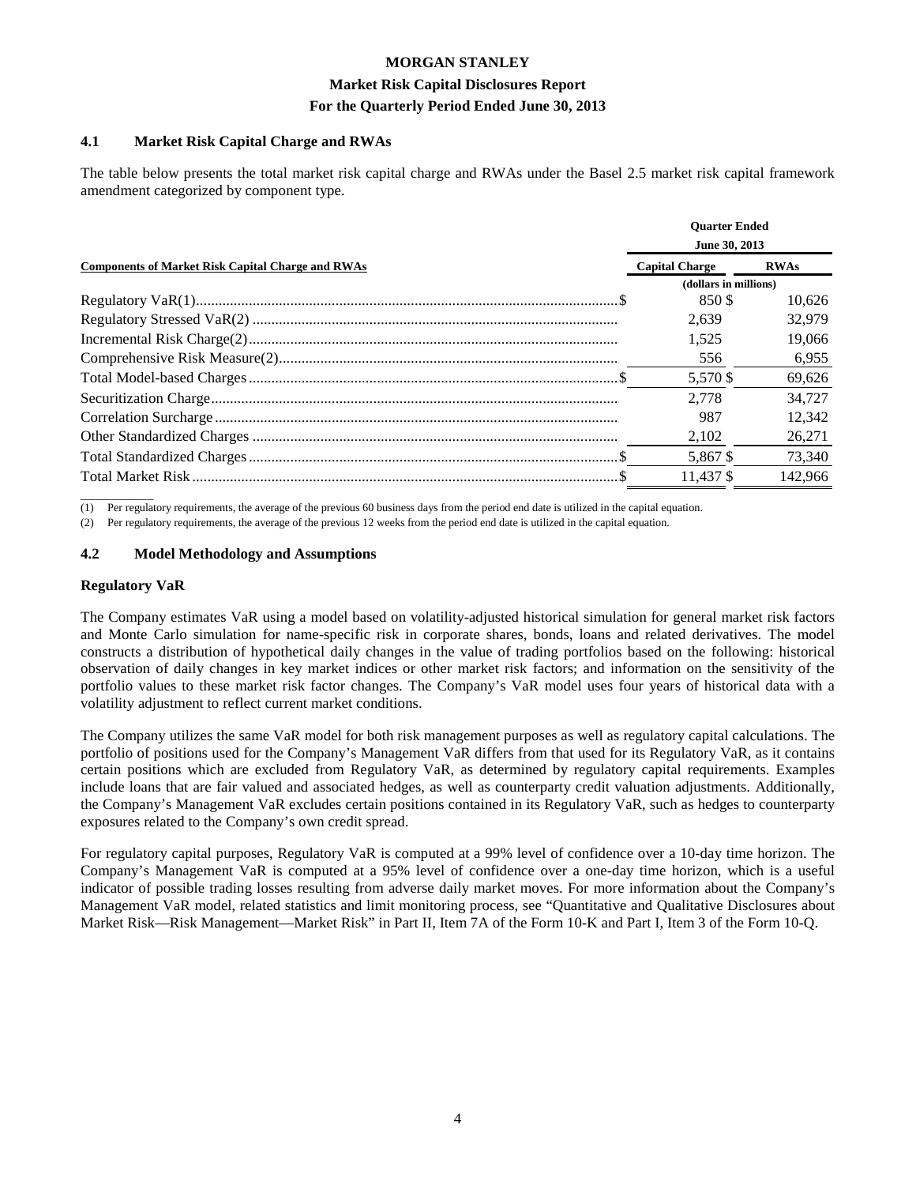## 4.1 Market Risk Capital Charge and RWAs

The table below presents the total market risk capital charge and RWAs under the Basel 2.5 market risk capital framework amendment categorized by component type.

| Components of Market Risk Capital Charge and RWAs | Quarter Ended June 30, 2013 | |
|---|---|---|
| | Capital Charge | RWAs |
| | (dollars in millions) | |
| Regulatory VaR(1) | $ 850 | $ 10,626 |
| Regulatory Stressed VaR(2) | 2,639 | 32,979 |
| Incremental Risk Charge(2) | 1,525 | 19,066 |
| Comprehensive Risk Measure(2) | 556 | 6,955 |
| Total Model-based Charges | $ 5,570 | $ 69,626 |
| Securitization Charge | 2,778 | 34,727 |
| Correlation Surcharge | 987 | 12,342 |
| Other Standardized Charges | 2,102 | 26,271 |
| Total Standardized Charges | $ 5,867 | $ 73,340 |
| Total Market Risk | $ 11,437 | $ 142,966 |

(1) Per regulatory requirements, the average of the previous 60 business days from the period end date is utilized in the capital equation.

(2) Per regulatory requirements, the average of the previous 12 weeks from the period end date is utilized in the capital equation.

## 4.2 Model Methodology and Assumptions

### Regulatory VaR

The Company estimates VaR using a model based on volatility-adjusted historical simulation for general market risk factors and Monte Carlo simulation for name-specific risk in corporate shares, bonds, loans and related derivatives. The model constructs a distribution of hypothetical daily changes in the value of trading portfolios based on the following: historical observation of daily changes in key market indices or other market risk factors; and information on the sensitivity of the portfolio values to these market risk factor changes. The Company's VaR model uses four years of historical data with a volatility adjustment to reflect current market conditions.

The Company utilizes the same VaR model for both risk management purposes as well as regulatory capital calculations. The portfolio of positions used for the Company's Management VaR differs from that used for its Regulatory VaR, as it contains certain positions which are excluded from Regulatory VaR, as determined by regulatory capital requirements. Examples include loans that are fair valued and associated hedges, as well as counterparty credit valuation adjustments. Additionally, the Company's Management VaR excludes certain positions contained in its Regulatory VaR, such as hedges to counterparty exposures related to the Company's own credit spread.

For regulatory capital purposes, Regulatory VaR is computed at a 99% level of confidence over a 10-day time horizon. The Company's Management VaR is computed at a 95% level of confidence over a one-day time horizon, which is a useful indicator of possible trading losses resulting from adverse daily market moves. For more information about the Company's Management VaR model, related statistics and limit monitoring process, see "Quantitative and Qualitative Disclosures about Market Risk—Risk Management—Market Risk" in Part II, Item 7A of the Form 10-K and Part I, Item 3 of the Form 10-Q.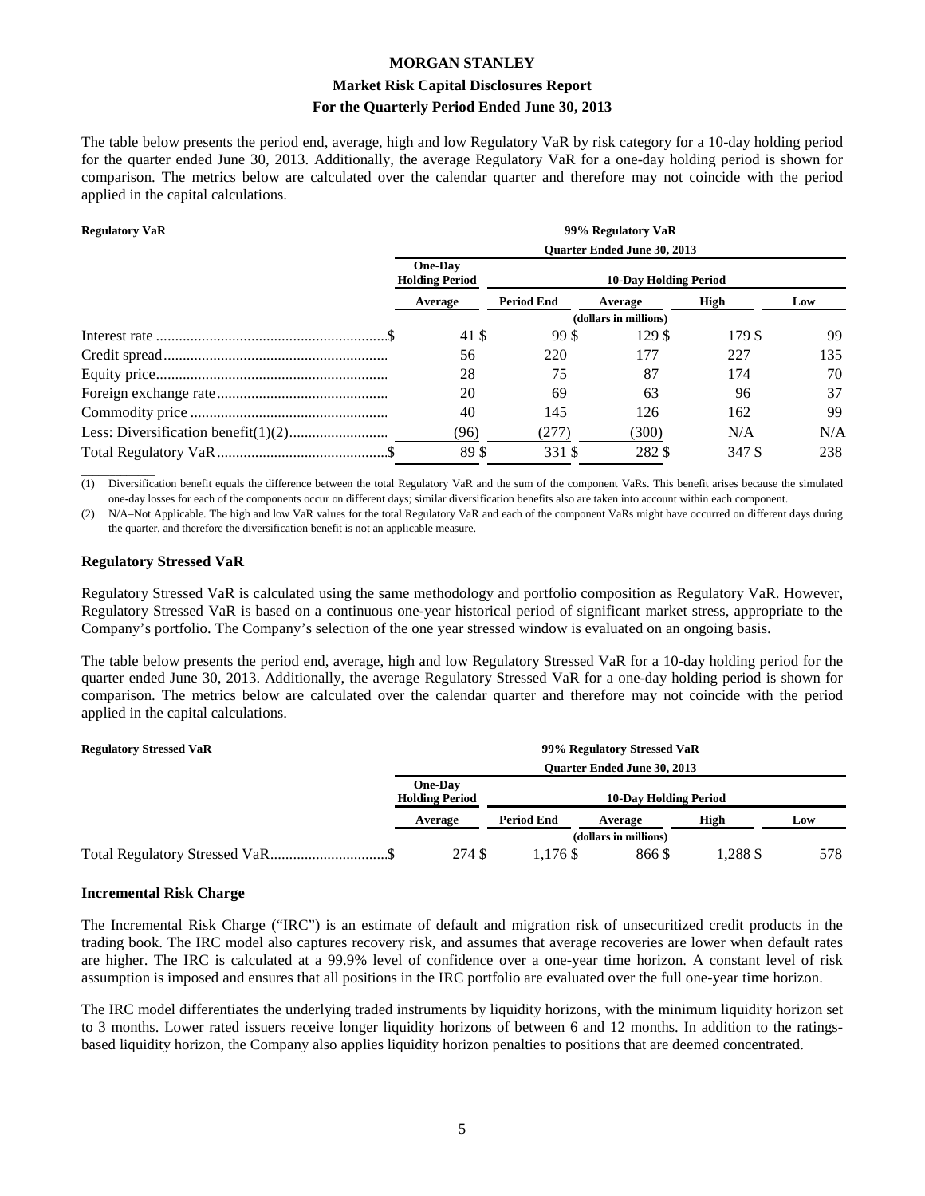The table below presents the period end, average, high and low Regulatory VaR by risk category for a 10-day holding period for the quarter ended June 30, 2013. Additionally, the average Regulatory VaR for a one-day holding period is shown for comparison. The metrics below are calculated over the calendar quarter and therefore may not coincide with the period applied in the capital calculations.

| Regulatory VaR | 99% Regulatory VaR Quarter Ended June 30, 2013 | | | | |
|---|---|---|---|---|---|
| | One-Day Holding Period | 10-Day Holding Period | | | |
| | Average | Period End | Average | High | Low |
| | (dollars in millions) | | | | |
| Interest rate | $ 41 | $ 99 | $ 129 | $ 179 | $ 99 |
| Credit spread | 56 | 220 | 177 | 227 | 135 |
| Equity price | 28 | 75 | 87 | 174 | 70 |
| Foreign exchange rate | 20 | 69 | 63 | 96 | 37 |
| Commodity price | 40 | 145 | 126 | 162 | 99 |
| Less: Diversification benefit(1)(2) | (96) | (277) | (300) | N/A | N/A |
| Total Regulatory VaR | $ 89 | $ 331 | $ 282 | $ 347 | $ 238 |

(1) Diversification benefit equals the difference between the total Regulatory VaR and the sum of the component VaRs. This benefit arises because the simulated one-day losses for each of the components occur on different days; similar diversification benefits also are taken into account within each component.

(2) N/A–Not Applicable. The high and low VaR values for the total Regulatory VaR and each of the component VaRs might have occurred on different days during the quarter, and therefore the diversification benefit is not an applicable measure.

### Regulatory Stressed VaR

Regulatory Stressed VaR is calculated using the same methodology and portfolio composition as Regulatory VaR. However, Regulatory Stressed VaR is based on a continuous one-year historical period of significant market stress, appropriate to the Company's portfolio. The Company's selection of the one year stressed window is evaluated on an ongoing basis.

The table below presents the period end, average, high and low Regulatory Stressed VaR for a 10-day holding period for the quarter ended June 30, 2013. Additionally, the average Regulatory Stressed VaR for a one-day holding period is shown for comparison. The metrics below are calculated over the calendar quarter and therefore may not coincide with the period applied in the capital calculations.

| Regulatory Stressed VaR | 99% Regulatory Stressed VaR Quarter Ended June 30, 2013 | | | | |
|---|---|---|---|---|---|
| | One-Day Holding Period | 10-Day Holding Period | | | |
| | Average | Period End | Average | High | Low |
| | (dollars in millions) | | | | |
| Total Regulatory Stressed VaR | $ 274 | $ 1,176 | $ 866 | $ 1,288 | $ 578 |

### Incremental Risk Charge

The Incremental Risk Charge ("IRC") is an estimate of default and migration risk of unsecuritized credit products in the trading book. The IRC model also captures recovery risk, and assumes that average recoveries are lower when default rates are higher. The IRC is calculated at a 99.9% level of confidence over a one-year time horizon. A constant level of risk assumption is imposed and ensures that all positions in the IRC portfolio are evaluated over the full one-year time horizon.

The IRC model differentiates the underlying traded instruments by liquidity horizons, with the minimum liquidity horizon set to 3 months. Lower rated issuers receive longer liquidity horizons of between 6 and 12 months. In addition to the ratings-based liquidity horizon, the Company also applies liquidity horizon penalties to positions that are deemed concentrated.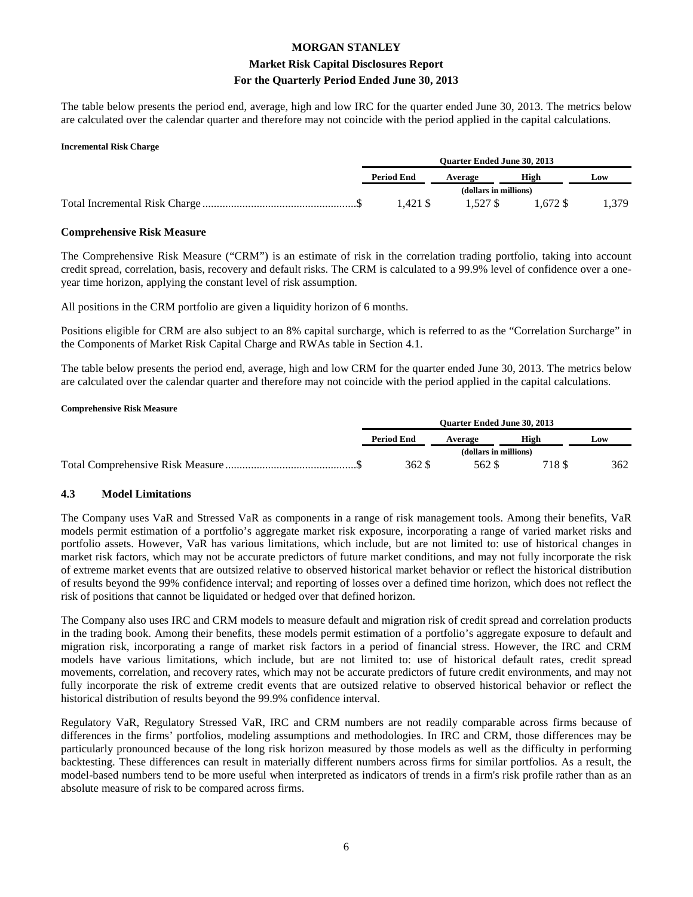The table below presents the period end, average, high and low IRC for the quarter ended June 30, 2013. The metrics below are calculated over the calendar quarter and therefore may not coincide with the period applied in the capital calculations.

**Incremental Risk Charge**

| | Quarter Ended June 30, 2013 | | | |
|---|---|---|---|---|
| | Period End | Average | High | Low |
| | (dollars in millions) | | | |
| Total Incremental Risk Charge | $ 1,421 | $ 1,527 | $ 1,672 | $ 1,379 |

### Comprehensive Risk Measure

The Comprehensive Risk Measure ("CRM") is an estimate of risk in the correlation trading portfolio, taking into account credit spread, correlation, basis, recovery and default risks. The CRM is calculated to a 99.9% level of confidence over a one-year time horizon, applying the constant level of risk assumption.

All positions in the CRM portfolio are given a liquidity horizon of 6 months.

Positions eligible for CRM are also subject to an 8% capital surcharge, which is referred to as the "Correlation Surcharge" in the Components of Market Risk Capital Charge and RWAs table in Section 4.1.

The table below presents the period end, average, high and low CRM for the quarter ended June 30, 2013. The metrics below are calculated over the calendar quarter and therefore may not coincide with the period applied in the capital calculations.

**Comprehensive Risk Measure**

| | Quarter Ended June 30, 2013 | | | |
|---|---|---|---|---|
| | Period End | Average | High | Low |
| | (dollars in millions) | | | |
| Total Comprehensive Risk Measure | $ 362 | $ 562 | $ 718 | $ 362 |

## 4.3 Model Limitations

The Company uses VaR and Stressed VaR as components in a range of risk management tools. Among their benefits, VaR models permit estimation of a portfolio's aggregate market risk exposure, incorporating a range of varied market risks and portfolio assets. However, VaR has various limitations, which include, but are not limited to: use of historical changes in market risk factors, which may not be accurate predictors of future market conditions, and may not fully incorporate the risk of extreme market events that are outsized relative to observed historical market behavior or reflect the historical distribution of results beyond the 99% confidence interval; and reporting of losses over a defined time horizon, which does not reflect the risk of positions that cannot be liquidated or hedged over that defined horizon.

The Company also uses IRC and CRM models to measure default and migration risk of credit spread and correlation products in the trading book. Among their benefits, these models permit estimation of a portfolio's aggregate exposure to default and migration risk, incorporating a range of market risk factors in a period of financial stress. However, the IRC and CRM models have various limitations, which include, but are not limited to: use of historical default rates, credit spread movements, correlation, and recovery rates, which may not be accurate predictors of future credit environments, and may not fully incorporate the risk of extreme credit events that are outsized relative to observed historical behavior or reflect the historical distribution of results beyond the 99.9% confidence interval.

Regulatory VaR, Regulatory Stressed VaR, IRC and CRM numbers are not readily comparable across firms because of differences in the firms' portfolios, modeling assumptions and methodologies. In IRC and CRM, those differences may be particularly pronounced because of the long risk horizon measured by those models as well as the difficulty in performing backtesting. These differences can result in materially different numbers across firms for similar portfolios. As a result, the model-based numbers tend to be more useful when interpreted as indicators of trends in a firm's risk profile rather than as an absolute measure of risk to be compared across firms.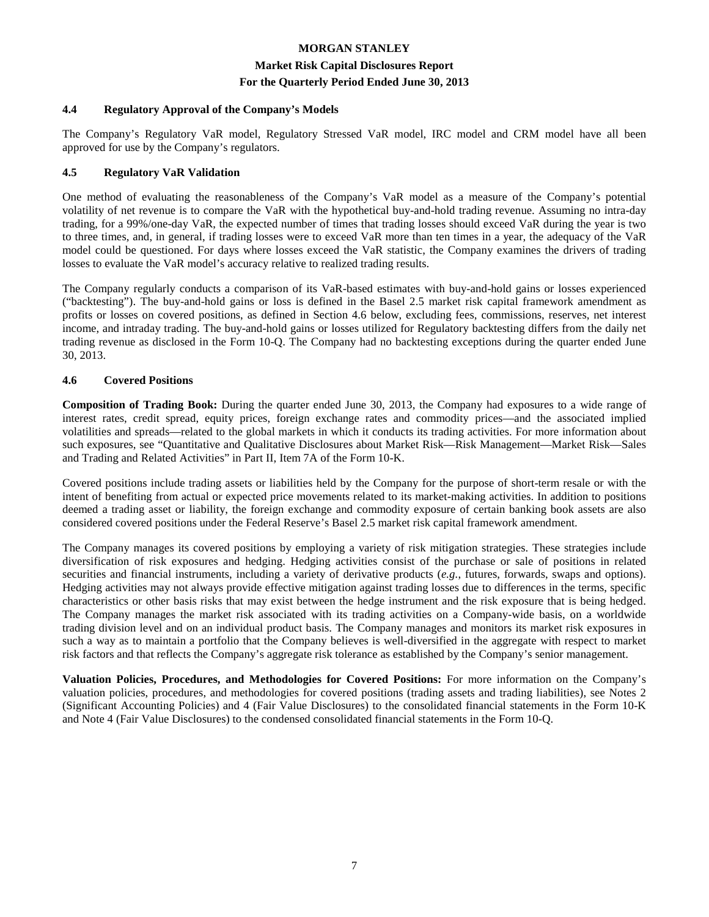### 4.4 Regulatory Approval of the Company's Models

The Company's Regulatory VaR model, Regulatory Stressed VaR model, IRC model and CRM model have all been approved for use by the Company's regulators.

### 4.5 Regulatory VaR Validation

One method of evaluating the reasonableness of the Company's VaR model as a measure of the Company's potential volatility of net revenue is to compare the VaR with the hypothetical buy-and-hold trading revenue. Assuming no intra-day trading, for a 99%/one-day VaR, the expected number of times that trading losses should exceed VaR during the year is two to three times, and, in general, if trading losses were to exceed VaR more than ten times in a year, the adequacy of the VaR model could be questioned. For days where losses exceed the VaR statistic, the Company examines the drivers of trading losses to evaluate the VaR model's accuracy relative to realized trading results.

The Company regularly conducts a comparison of its VaR-based estimates with buy-and-hold gains or losses experienced ("backtesting"). The buy-and-hold gains or loss is defined in the Basel 2.5 market risk capital framework amendment as profits or losses on covered positions, as defined in Section 4.6 below, excluding fees, commissions, reserves, net interest income, and intraday trading. The buy-and-hold gains or losses utilized for Regulatory backtesting differs from the daily net trading revenue as disclosed in the Form 10-Q. The Company had no backtesting exceptions during the quarter ended June 30, 2013.

### 4.6 Covered Positions

**Composition of Trading Book:** During the quarter ended June 30, 2013, the Company had exposures to a wide range of interest rates, credit spread, equity prices, foreign exchange rates and commodity prices—and the associated implied volatilities and spreads—related to the global markets in which it conducts its trading activities. For more information about such exposures, see "Quantitative and Qualitative Disclosures about Market Risk—Risk Management—Market Risk—Sales and Trading and Related Activities" in Part II, Item 7A of the Form 10-K.

Covered positions include trading assets or liabilities held by the Company for the purpose of short-term resale or with the intent of benefiting from actual or expected price movements related to its market-making activities. In addition to positions deemed a trading asset or liability, the foreign exchange and commodity exposure of certain banking book assets are also considered covered positions under the Federal Reserve's Basel 2.5 market risk capital framework amendment.

The Company manages its covered positions by employing a variety of risk mitigation strategies. These strategies include diversification of risk exposures and hedging. Hedging activities consist of the purchase or sale of positions in related securities and financial instruments, including a variety of derivative products (*e.g.*, futures, forwards, swaps and options). Hedging activities may not always provide effective mitigation against trading losses due to differences in the terms, specific characteristics or other basis risks that may exist between the hedge instrument and the risk exposure that is being hedged. The Company manages the market risk associated with its trading activities on a Company-wide basis, on a worldwide trading division level and on an individual product basis. The Company manages and monitors its market risk exposures in such a way as to maintain a portfolio that the Company believes is well-diversified in the aggregate with respect to market risk factors and that reflects the Company's aggregate risk tolerance as established by the Company's senior management.

**Valuation Policies, Procedures, and Methodologies for Covered Positions:** For more information on the Company's valuation policies, procedures, and methodologies for covered positions (trading assets and trading liabilities), see Notes 2 (Significant Accounting Policies) and 4 (Fair Value Disclosures) to the consolidated financial statements in the Form 10-K and Note 4 (Fair Value Disclosures) to the condensed consolidated financial statements in the Form 10-Q.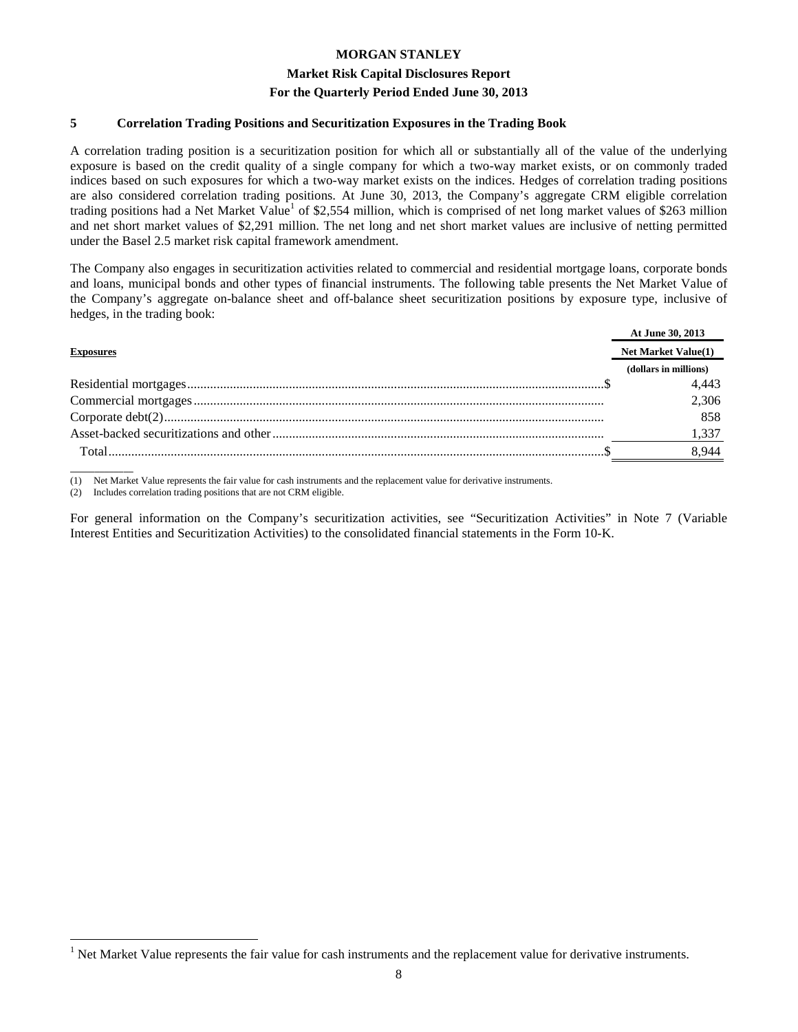### 5 Correlation Trading Positions and Securitization Exposures in the Trading Book

A correlation trading position is a securitization position for which all or substantially all of the value of the underlying exposure is based on the credit quality of a single company for which a two-way market exists, or on commonly traded indices based on such exposures for which a two-way market exists on the indices. Hedges of correlation trading positions are also considered correlation trading positions. At June 30, 2013, the Company's aggregate CRM eligible correlation trading positions had a Net Market Value[1] of $2,554 million, which is comprised of net long market values of $263 million and net short market values of $2,291 million. The net long and net short market values are inclusive of netting permitted under the Basel 2.5 market risk capital framework amendment.

The Company also engages in securitization activities related to commercial and residential mortgage loans, corporate bonds and loans, municipal bonds and other types of financial instruments. The following table presents the Net Market Value of the Company's aggregate on-balance sheet and off-balance sheet securitization positions by exposure type, inclusive of hedges, in the trading book:

| Exposures | At June 30, 2013 Net Market Value(1) (dollars in millions) |
|---|---|
| Residential mortgages | $ 4,443 |
| Commercial mortgages | 2,306 |
| Corporate debt(2) | 858 |
| Asset-backed securitizations and other | 1,337 |
| Total | $ 8,944 |

(1) Net Market Value represents the fair value for cash instruments and the replacement value for derivative instruments.
(2) Includes correlation trading positions that are not CRM eligible.

For general information on the Company's securitization activities, see "Securitization Activities" in Note 7 (Variable Interest Entities and Securitization Activities) to the consolidated financial statements in the Form 10-K.

[1] Net Market Value represents the fair value for cash instruments and the replacement value for derivative instruments.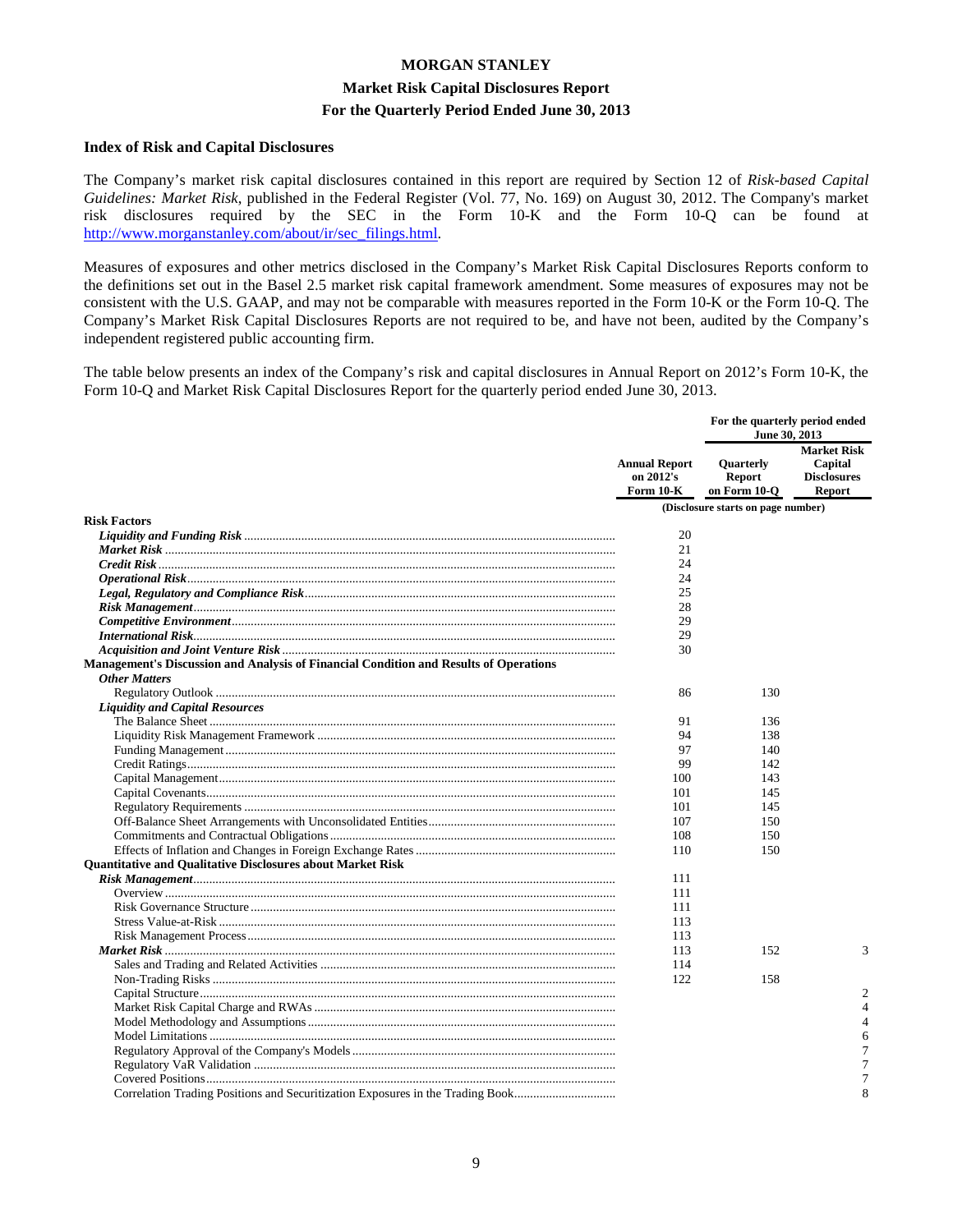**MORGAN STANLEY**

**Market Risk Capital Disclosures Report**

**For the Quarterly Period Ended June 30, 2013**

### Index of Risk and Capital Disclosures

The Company's market risk capital disclosures contained in this report are required by Section 12 of *Risk-based Capital Guidelines: Market Risk*, published in the Federal Register (Vol. 77, No. 169) on August 30, 2012. The Company's market risk disclosures required by the SEC in the Form 10-K and the Form 10-Q can be found at http://www.morganstanley.com/about/ir/sec_filings.html.

Measures of exposures and other metrics disclosed in the Company's Market Risk Capital Disclosures Reports conform to the definitions set out in the Basel 2.5 market risk capital framework amendment. Some measures of exposures may not be consistent with the U.S. GAAP, and may not be comparable with measures reported in the Form 10-K or the Form 10-Q. The Company's Market Risk Capital Disclosures Reports are not required to be, and have not been, audited by the Company's independent registered public accounting firm.

The table below presents an index of the Company's risk and capital disclosures in Annual Report on 2012's Form 10-K, the Form 10-Q and Market Risk Capital Disclosures Report for the quarterly period ended June 30, 2013.

| | | For the quarterly period ended June 30, 2013 | |
|---|---|---|---|
| | **Annual Report on 2012's Form 10-K** | **Quarterly Report on Form 10-Q** | **Market Risk Capital Disclosures Report** |
| | (Disclosure starts on page number) | | |
| **Risk Factors** | | | |
| ***Liquidity and Funding Risk*** | 20 | | |
| ***Market Risk*** | 21 | | |
| ***Credit Risk*** | 24 | | |
| ***Operational Risk*** | 24 | | |
| ***Legal, Regulatory and Compliance Risk*** | 25 | | |
| ***Risk Management*** | 28 | | |
| ***Competitive Environment*** | 29 | | |
| ***International Risk*** | 29 | | |
| ***Acquisition and Joint Venture Risk*** | 30 | | |
| **Management's Discussion and Analysis of Financial Condition and Results of Operations** | | | |
| ***Other Matters*** | | | |
| Regulatory Outlook | 86 | 130 | |
| ***Liquidity and Capital Resources*** | | | |
| The Balance Sheet | 91 | 136 | |
| Liquidity Risk Management Framework | 94 | 138 | |
| Funding Management | 97 | 140 | |
| Credit Ratings | 99 | 142 | |
| Capital Management | 100 | 143 | |
| Capital Covenants | 101 | 145 | |
| Regulatory Requirements | 101 | 145 | |
| Off-Balance Sheet Arrangements with Unconsolidated Entities | 107 | 150 | |
| Commitments and Contractual Obligations | 108 | 150 | |
| Effects of Inflation and Changes in Foreign Exchange Rates | 110 | 150 | |
| **Quantitative and Qualitative Disclosures about Market Risk** | | | |
| ***Risk Management*** | 111 | | |
| Overview | 111 | | |
| Risk Governance Structure | 111 | | |
| Stress Value-at-Risk | 113 | | |
| Risk Management Process | 113 | | |
| ***Market Risk*** | 113 | 152 | 3 |
| Sales and Trading and Related Activities | 114 | | |
| Non-Trading Risks | 122 | 158 | |
| Capital Structure | | | 2 |
| Market Risk Capital Charge and RWAs | | | 4 |
| Model Methodology and Assumptions | | | 4 |
| Model Limitations | | | 6 |
| Regulatory Approval of the Company's Models | | | 7 |
| Regulatory VaR Validation | | | 7 |
| Covered Positions | | | 7 |
| Correlation Trading Positions and Securitization Exposures in the Trading Book | | | 8 |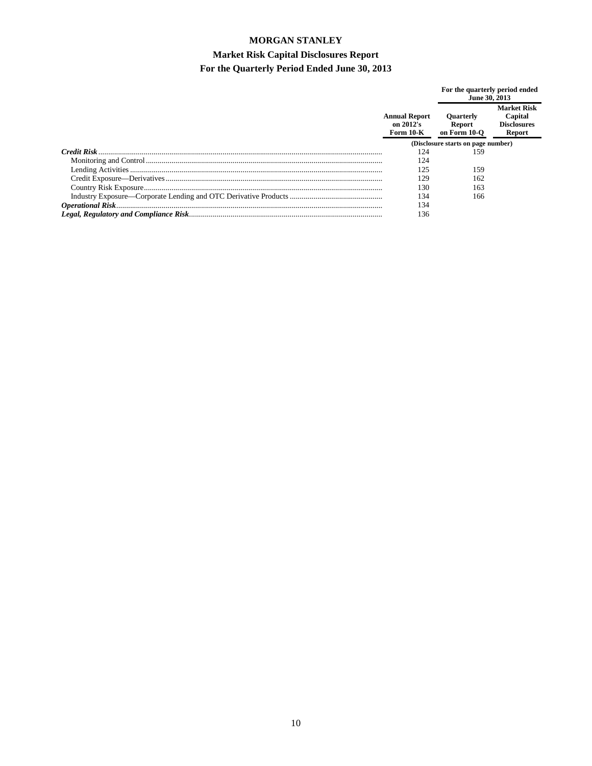# MORGAN STANLEY

## Market Risk Capital Disclosures Report

## For the Quarterly Period Ended June 30, 2013

| | Annual Report on 2012's Form 10-K | For the quarterly period ended June 30, 2013 | |
|---|---|---|---|
| | | Quarterly Report on Form 10-Q | Market Risk Capital Disclosures Report |
| | (Disclosure starts on page number) | | |
| ***Credit Risk*** | 124 | 159 | |
| Monitoring and Control | 124 | | |
| Lending Activities | 125 | 159 | |
| Credit Exposure—Derivatives | 129 | 162 | |
| Country Risk Exposure | 130 | 163 | |
| Industry Exposure—Corporate Lending and OTC Derivative Products | 134 | 166 | |
| ***Operational Risk*** | 134 | | |
| ***Legal, Regulatory and Compliance Risk*** | 136 | | |